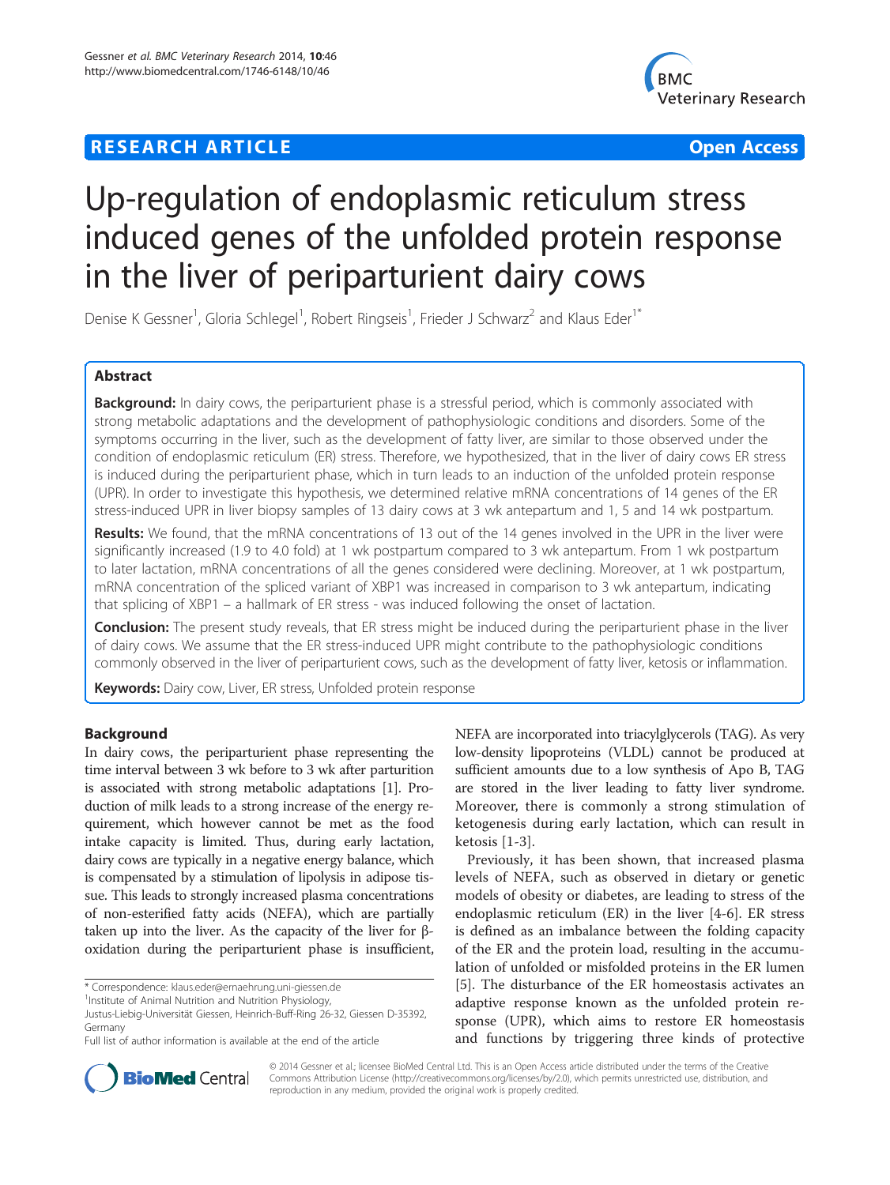**RESEARCH ARTICLE** **Open Access**

# Up-regulation of endoplasmic reticulum stress induced genes of the unfolded protein response in the liver of periparturient dairy cows

Denise K Gessner[1], Gloria Schlegel[1], Robert Ringseis[1], Frieder J Schwarz[2] and Klaus Eder[1*]

## Abstract

**Background:** In dairy cows, the periparturient phase is a stressful period, which is commonly associated with strong metabolic adaptations and the development of pathophysiologic conditions and disorders. Some of the symptoms occurring in the liver, such as the development of fatty liver, are similar to those observed under the condition of endoplasmic reticulum (ER) stress. Therefore, we hypothesized, that in the liver of dairy cows ER stress is induced during the periparturient phase, which in turn leads to an induction of the unfolded protein response (UPR). In order to investigate this hypothesis, we determined relative mRNA concentrations of 14 genes of the ER stress-induced UPR in liver biopsy samples of 13 dairy cows at 3 wk antepartum and 1, 5 and 14 wk postpartum.

**Results:** We found, that the mRNA concentrations of 13 out of the 14 genes involved in the UPR in the liver were significantly increased (1.9 to 4.0 fold) at 1 wk postpartum compared to 3 wk antepartum. From 1 wk postpartum to later lactation, mRNA concentrations of all the genes considered were declining. Moreover, at 1 wk postpartum, mRNA concentration of the spliced variant of XBP1 was increased in comparison to 3 wk antepartum, indicating that splicing of XBP1 – a hallmark of ER stress - was induced following the onset of lactation.

**Conclusion:** The present study reveals, that ER stress might be induced during the periparturient phase in the liver of dairy cows. We assume that the ER stress-induced UPR might contribute to the pathophysiologic conditions commonly observed in the liver of periparturient cows, such as the development of fatty liver, ketosis or inflammation.

**Keywords:** Dairy cow, Liver, ER stress, Unfolded protein response

## Background

In dairy cows, the periparturient phase representing the time interval between 3 wk before to 3 wk after parturition is associated with strong metabolic adaptations [1]. Production of milk leads to a strong increase of the energy requirement, which however cannot be met as the food intake capacity is limited. Thus, during early lactation, dairy cows are typically in a negative energy balance, which is compensated by a stimulation of lipolysis in adipose tissue. This leads to strongly increased plasma concentrations of non-esterified fatty acids (NEFA), which are partially taken up into the liver. As the capacity of the liver for β-oxidation during the periparturient phase is insufficient, NEFA are incorporated into triacylglycerols (TAG). As very low-density lipoproteins (VLDL) cannot be produced at sufficient amounts due to a low synthesis of Apo B, TAG are stored in the liver leading to fatty liver syndrome. Moreover, there is commonly a strong stimulation of ketogenesis during early lactation, which can result in ketosis [1-3].

Previously, it has been shown, that increased plasma levels of NEFA, such as observed in dietary or genetic models of obesity or diabetes, are leading to stress of the endoplasmic reticulum (ER) in the liver [4-6]. ER stress is defined as an imbalance between the folding capacity of the ER and the protein load, resulting in the accumulation of unfolded or misfolded proteins in the ER lumen [5]. The disturbance of the ER homeostasis activates an adaptive response known as the unfolded protein response (UPR), which aims to restore ER homeostasis and functions by triggering three kinds of protective

\* Correspondence: klaus.eder@ernaehrung.uni-giessen.de
[1] Institute of Animal Nutrition and Nutrition Physiology, Justus-Liebig-Universität Giessen, Heinrich-Buff-Ring 26-32, Giessen D-35392, Germany
Full list of author information is available at the end of the article

© 2014 Gessner et al.; licensee BioMed Central Ltd. This is an Open Access article distributed under the terms of the Creative Commons Attribution License (http://creativecommons.org/licenses/by/2.0), which permits unrestricted use, distribution, and reproduction in any medium, provided the original work is properly credited.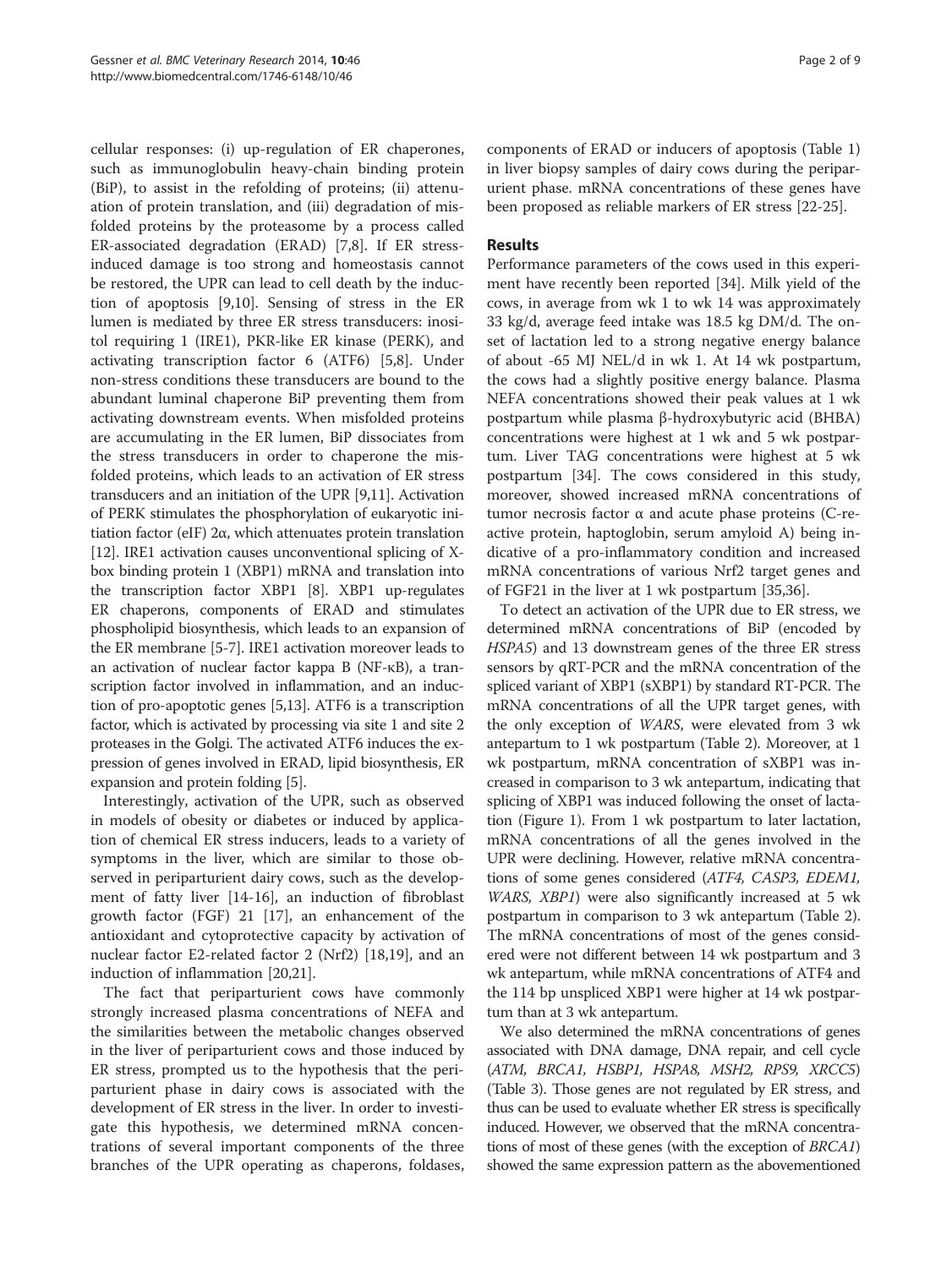cellular responses: (i) up-regulation of ER chaperones, such as immunoglobulin heavy-chain binding protein (BiP), to assist in the refolding of proteins; (ii) attenuation of protein translation, and (iii) degradation of misfolded proteins by the proteasome by a process called ER-associated degradation (ERAD) [7,8]. If ER stress-induced damage is too strong and homeostasis cannot be restored, the UPR can lead to cell death by the induction of apoptosis [9,10]. Sensing of stress in the ER lumen is mediated by three ER stress transducers: inositol requiring 1 (IRE1), PKR-like ER kinase (PERK), and activating transcription factor 6 (ATF6) [5,8]. Under non-stress conditions these transducers are bound to the abundant luminal chaperone BiP preventing them from activating downstream events. When misfolded proteins are accumulating in the ER lumen, BiP dissociates from the stress transducers in order to chaperone the misfolded proteins, which leads to an activation of ER stress transducers and an initiation of the UPR [9,11]. Activation of PERK stimulates the phosphorylation of eukaryotic initiation factor (eIF) 2α, which attenuates protein translation [12]. IRE1 activation causes unconventional splicing of X-box binding protein 1 (XBP1) mRNA and translation into the transcription factor XBP1 [8]. XBP1 up-regulates ER chaperons, components of ERAD and stimulates phospholipid biosynthesis, which leads to an expansion of the ER membrane [5-7]. IRE1 activation moreover leads to an activation of nuclear factor kappa B (NF-κB), a transcription factor involved in inflammation, and an induction of pro-apoptotic genes [5,13]. ATF6 is a transcription factor, which is activated by processing via site 1 and site 2 proteases in the Golgi. The activated ATF6 induces the expression of genes involved in ERAD, lipid biosynthesis, ER expansion and protein folding [5].

Interestingly, activation of the UPR, such as observed in models of obesity or diabetes or induced by application of chemical ER stress inducers, leads to a variety of symptoms in the liver, which are similar to those observed in periparturient dairy cows, such as the development of fatty liver [14-16], an induction of fibroblast growth factor (FGF) 21 [17], an enhancement of the antioxidant and cytoprotective capacity by activation of nuclear factor E2-related factor 2 (Nrf2) [18,19], and an induction of inflammation [20,21].

The fact that periparturient cows have commonly strongly increased plasma concentrations of NEFA and the similarities between the metabolic changes observed in the liver of periparturient cows and those induced by ER stress, prompted us to the hypothesis that the periparturient phase in dairy cows is associated with the development of ER stress in the liver. In order to investigate this hypothesis, we determined mRNA concentrations of several important components of the three branches of the UPR operating as chaperons, foldases, components of ERAD or inducers of apoptosis (Table 1) in liver biopsy samples of dairy cows during the periparurient phase. mRNA concentrations of these genes have been proposed as reliable markers of ER stress [22-25].

## Results

Performance parameters of the cows used in this experiment have recently been reported [34]. Milk yield of the cows, in average from wk 1 to wk 14 was approximately 33 kg/d, average feed intake was 18.5 kg DM/d. The onset of lactation led to a strong negative energy balance of about -65 MJ NEL/d in wk 1. At 14 wk postpartum, the cows had a slightly positive energy balance. Plasma NEFA concentrations showed their peak values at 1 wk postpartum while plasma β-hydroxybutyric acid (BHBA) concentrations were highest at 1 wk and 5 wk postpartum. Liver TAG concentrations were highest at 5 wk postpartum [34]. The cows considered in this study, moreover, showed increased mRNA concentrations of tumor necrosis factor α and acute phase proteins (C-reactive protein, haptoglobin, serum amyloid A) being indicative of a pro-inflammatory condition and increased mRNA concentrations of various Nrf2 target genes and of FGF21 in the liver at 1 wk postpartum [35,36].

To detect an activation of the UPR due to ER stress, we determined mRNA concentrations of BiP (encoded by *HSPA5*) and 13 downstream genes of the three ER stress sensors by qRT-PCR and the mRNA concentration of the spliced variant of XBP1 (sXBP1) by standard RT-PCR. The mRNA concentrations of all the UPR target genes, with the only exception of *WARS*, were elevated from 3 wk antepartum to 1 wk postpartum (Table 2). Moreover, at 1 wk postpartum, mRNA concentration of sXBP1 was increased in comparison to 3 wk antepartum, indicating that splicing of XBP1 was induced following the onset of lactation (Figure 1). From 1 wk postpartum to later lactation, mRNA concentrations of all the genes involved in the UPR were declining. However, relative mRNA concentrations of some genes considered (*ATF4, CASP3, EDEM1, WARS, XBP1*) were also significantly increased at 5 wk postpartum in comparison to 3 wk antepartum (Table 2). The mRNA concentrations of most of the genes considered were not different between 14 wk postpartum and 3 wk antepartum, while mRNA concentrations of ATF4 and the 114 bp unspliced XBP1 were higher at 14 wk postpartum than at 3 wk antepartum.

We also determined the mRNA concentrations of genes associated with DNA damage, DNA repair, and cell cycle (*ATM, BRCA1, HSBP1, HSPA8, MSH2, RPS9, XRCC5*) (Table 3). Those genes are not regulated by ER stress, and thus can be used to evaluate whether ER stress is specifically induced. However, we observed that the mRNA concentrations of most of these genes (with the exception of *BRCA1*) showed the same expression pattern as the abovementioned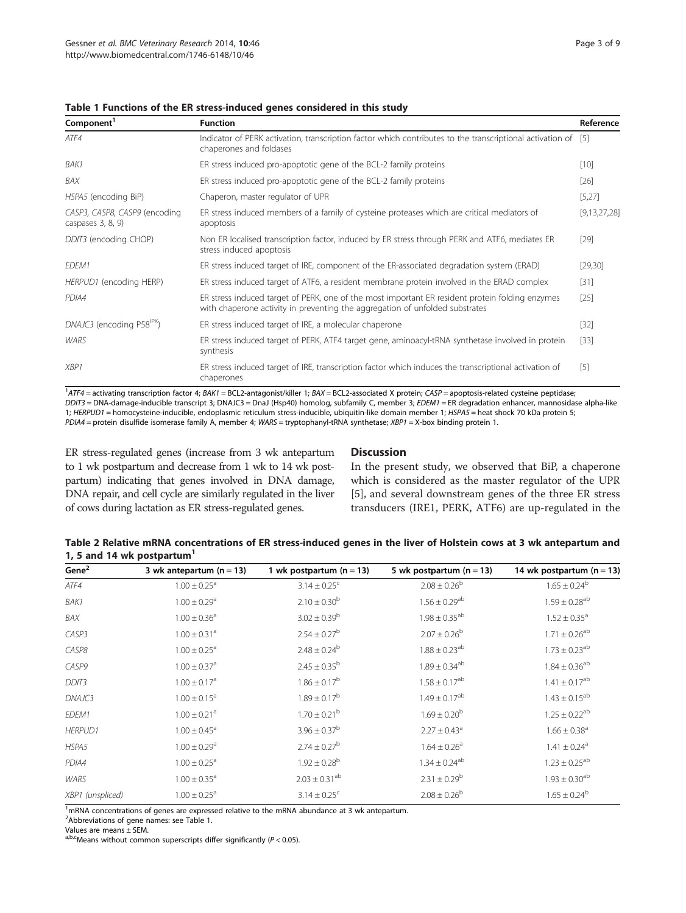**Table 1 Functions of the ER stress-induced genes considered in this study**

| Component[1] | Function | Reference |
|---|---|---|
| *ATF4* | Indicator of PERK activation, transcription factor which contributes to the transcriptional activation of chaperones and foldases | [5] |
| *BAK1* | ER stress induced pro-apoptotic gene of the BCL-2 family proteins | [10] |
| *BAX* | ER stress induced pro-apoptotic gene of the BCL-2 family proteins | [26] |
| *HSPA5* (encoding BiP) | Chaperon, master regulator of UPR | [5,27] |
| *CASP3, CASP8, CASP9* (encoding caspases 3, 8, 9) | ER stress induced members of a family of cysteine proteases which are critical mediators of apoptosis | [9,13,27,28] |
| *DDIT3* (encoding CHOP) | Non ER localised transcription factor, induced by ER stress through PERK and ATF6, mediates ER stress induced apoptosis | [29] |
| *EDEM1* | ER stress induced target of IRE, component of the ER-associated degradation system (ERAD) | [29,30] |
| *HERPUD1* (encoding HERP) | ER stress induced target of ATF6, a resident membrane protein involved in the ERAD complex | [31] |
| *PDIA4* | ER stress induced target of PERK, one of the most important ER resident protein folding enzymes with chaperone activity in preventing the aggregation of unfolded substrates | [25] |
| *DNAJC3* (encoding P58[IPK]) | ER stress induced target of IRE, a molecular chaperone | [32] |
| *WARS* | ER stress induced target of PERK, ATF4 target gene, aminoacyl-tRNA synthetase involved in protein synthesis | [33] |
| *XBP1* | ER stress induced target of IRE, transcription factor which induces the transcriptional activation of chaperones | [5] |

[1]*ATF4* = activating transcription factor 4; *BAK1* = BCL2-antagonist/killer 1; *BAX* = BCL2-associated X protein; *CASP* = apoptosis-related cysteine peptidase; *DDIT3* = DNA-damage-inducible transcript 3; DNAJC3 = DnaJ (Hsp40) homolog, subfamily C, member 3; *EDEM1* = ER degradation enhancer, mannosidase alpha-like 1; *HERPUD1* = homocysteine-inducible, endoplasmic reticulum stress-inducible, ubiquitin-like domain member 1; *HSPA5* = heat shock 70 kDa protein 5; *PDIA4* = protein disulfide isomerase family A, member 4; *WARS* = tryptophanyl-tRNA synthetase; *XBP1* = X-box binding protein 1.

ER stress-regulated genes (increase from 3 wk antepartum to 1 wk postpartum and decrease from 1 wk to 14 wk postpartum) indicating that genes involved in DNA damage, DNA repair, and cell cycle are similarly regulated in the liver of cows during lactation as ER stress-regulated genes.

## Discussion

In the present study, we observed that BiP, a chaperone which is considered as the master regulator of the UPR [5], and several downstream genes of the three ER stress transducers (IRE1, PERK, ATF6) are up-regulated in the

**Table 2 Relative mRNA concentrations of ER stress-induced genes in the liver of Holstein cows at 3 wk antepartum and 1, 5 and 14 wk postpartum[1]**

| Gene[2] | 3 wk antepartum (n = 13) | 1 wk postpartum (n = 13) | 5 wk postpartum (n = 13) | 14 wk postpartum (n = 13) |
|---|---|---|---|---|
| *ATF4* | $1.00 \pm 0.25^{a}$ | $3.14 \pm 0.25^{c}$ | $2.08 \pm 0.26^{b}$ | $1.65 \pm 0.24^{b}$ |
| *BAK1* | $1.00 \pm 0.29^{a}$ | $2.10 \pm 0.30^{b}$ | $1.56 \pm 0.29^{ab}$ | $1.59 \pm 0.28^{ab}$ |
| *BAX* | $1.00 \pm 0.36^{a}$ | $3.02 \pm 0.39^{b}$ | $1.98 \pm 0.35^{ab}$ | $1.52 \pm 0.35^{a}$ |
| *CASP3* | $1.00 \pm 0.31^{a}$ | $2.54 \pm 0.27^{b}$ | $2.07 \pm 0.26^{b}$ | $1.71 \pm 0.26^{ab}$ |
| *CASP8* | $1.00 \pm 0.25^{a}$ | $2.48 \pm 0.24^{b}$ | $1.88 \pm 0.23^{ab}$ | $1.73 \pm 0.23^{ab}$ |
| *CASP9* | $1.00 \pm 0.37^{a}$ | $2.45 \pm 0.35^{b}$ | $1.89 \pm 0.34^{ab}$ | $1.84 \pm 0.36^{ab}$ |
| *DDIT3* | $1.00 \pm 0.17^{a}$ | $1.86 \pm 0.17^{b}$ | $1.58 \pm 0.17^{ab}$ | $1.41 \pm 0.17^{ab}$ |
| *DNAJC3* | $1.00 \pm 0.15^{a}$ | $1.89 \pm 0.17^{b}$ | $1.49 \pm 0.17^{ab}$ | $1.43 \pm 0.15^{ab}$ |
| *EDEM1* | $1.00 \pm 0.21^{a}$ | $1.70 \pm 0.21^{b}$ | $1.69 \pm 0.20^{b}$ | $1.25 \pm 0.22^{ab}$ |
| *HERPUD1* | $1.00 \pm 0.45^{a}$ | $3.96 \pm 0.37^{b}$ | $2.27 \pm 0.43^{a}$ | $1.66 \pm 0.38^{a}$ |
| *HSPA5* | $1.00 \pm 0.29^{a}$ | $2.74 \pm 0.27^{b}$ | $1.64 \pm 0.26^{a}$ | $1.41 \pm 0.24^{a}$ |
| *PDIA4* | $1.00 \pm 0.25^{a}$ | $1.92 \pm 0.28^{b}$ | $1.34 \pm 0.24^{ab}$ | $1.23 \pm 0.25^{ab}$ |
| *WARS* | $1.00 \pm 0.35^{a}$ | $2.03 \pm 0.31^{ab}$ | $2.31 \pm 0.29^{b}$ | $1.93 \pm 0.30^{ab}$ |
| *XBP1* (unspliced) | $1.00 \pm 0.25^{a}$ | $3.14 \pm 0.25^{c}$ | $2.08 \pm 0.26^{b}$ | $1.65 \pm 0.24^{b}$ |

[1]mRNA concentrations of genes are expressed relative to the mRNA abundance at 3 wk antepartum.
[2]Abbreviations of gene names: see Table 1.
Values are means ± SEM.
[a,b,c]Means without common superscripts differ significantly ($P < 0.05$).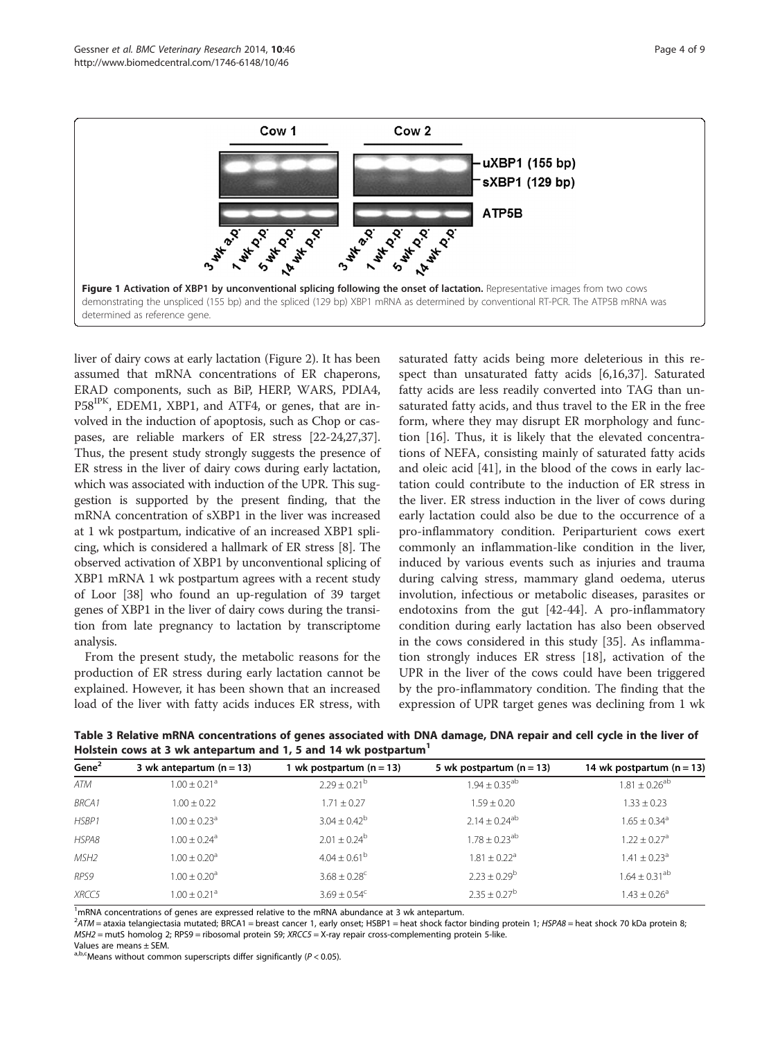**Figure 1 Activation of XBP1 by unconventional splicing following the onset of lactation.** Representative images from two cows demonstrating the unspliced (155 bp) and the spliced (129 bp) XBP1 mRNA as determined by conventional RT-PCR. The ATP5B mRNA was determined as reference gene.

liver of dairy cows at early lactation (Figure 2). It has been assumed that mRNA concentrations of ER chaperons, ERAD components, such as BiP, HERP, WARS, PDIA4, P58[IPK], EDEM1, XBP1, and ATF4, or genes, that are involved in the induction of apoptosis, such as Chop or caspases, are reliable markers of ER stress [22-24,27,37]. Thus, the present study strongly suggests the presence of ER stress in the liver of dairy cows during early lactation, which was associated with induction of the UPR. This suggestion is supported by the present finding, that the mRNA concentration of sXBP1 in the liver was increased at 1 wk postpartum, indicative of an increased XBP1 splicing, which is considered a hallmark of ER stress [8]. The observed activation of XBP1 by unconventional splicing of XBP1 mRNA 1 wk postpartum agrees with a recent study of Loor [38] who found an up-regulation of 39 target genes of XBP1 in the liver of dairy cows during the transition from late pregnancy to lactation by transcriptome analysis.

From the present study, the metabolic reasons for the production of ER stress during early lactation cannot be explained. However, it has been shown that an increased load of the liver with fatty acids induces ER stress, with saturated fatty acids being more deleterious in this respect than unsaturated fatty acids [6,16,37]. Saturated fatty acids are less readily converted into TAG than unsaturated fatty acids, and thus travel to the ER in the free form, where they may disrupt ER morphology and function [16]. Thus, it is likely that the elevated concentrations of NEFA, consisting mainly of saturated fatty acids and oleic acid [41], in the blood of the cows in early lactation could contribute to the induction of ER stress in the liver. ER stress induction in the liver of cows during early lactation could also be due to the occurrence of a pro-inflammatory condition. Periparturient cows exert commonly an inflammation-like condition in the liver, induced by various events such as injuries and trauma during calving stress, mammary gland oedema, uterus involution, infectious or metabolic diseases, parasites or endotoxins from the gut [42-44]. A pro-inflammatory condition during early lactation has also been observed in the cows considered in this study [35]. As inflammation strongly induces ER stress [18], activation of the UPR in the liver of the cows could have been triggered by the pro-inflammatory condition. The finding that the expression of UPR target genes was declining from 1 wk

**Table 3 Relative mRNA concentrations of genes associated with DNA damage, DNA repair and cell cycle in the liver of Holstein cows at 3 wk antepartum and 1, 5 and 14 wk postpartum[1]**

| Gene[2] | 3 wk antepartum (n = 13) | 1 wk postpartum (n = 13) | 5 wk postpartum (n = 13) | 14 wk postpartum (n = 13) |
|---|---|---|---|---|
| *ATM* | 1.00 ± 0.21[a] | 2.29 ± 0.21[b] | 1.94 ± 0.35[ab] | 1.81 ± 0.26[ab] |
| *BRCA1* | 1.00 ± 0.22 | 1.71 ± 0.27 | 1.59 ± 0.20 | 1.33 ± 0.23 |
| *HSBP1* | 1.00 ± 0.23[a] | 3.04 ± 0.42[b] | 2.14 ± 0.24[ab] | 1.65 ± 0.34[a] |
| *HSPA8* | 1.00 ± 0.24[a] | 2.01 ± 0.24[b] | 1.78 ± 0.23[ab] | 1.22 ± 0.27[a] |
| *MSH2* | 1.00 ± 0.20[a] | 4.04 ± 0.61[b] | 1.81 ± 0.22[a] | 1.41 ± 0.23[a] |
| *RPS9* | 1.00 ± 0.20[a] | 3.68 ± 0.28[c] | 2.23 ± 0.29[b] | 1.64 ± 0.31[ab] |
| *XRCC5* | 1.00 ± 0.21[a] | 3.69 ± 0.54[c] | 2.35 ± 0.27[b] | 1.43 ± 0.26[a] |

[1]mRNA concentrations of genes are expressed relative to the mRNA abundance at 3 wk antepartum.
[2]*ATM* = ataxia telangiectasia mutated; BRCA1 = breast cancer 1, early onset; HSBP1 = heat shock factor binding protein 1; *HSPA8* = heat shock 70 kDa protein 8; *MSH2* = mutS homolog 2; RPS9 = ribosomal protein S9; *XRCC5* = X-ray repair cross-complementing protein 5-like.
Values are means ± SEM.
[a,b,c]Means without common superscripts differ significantly ($P < 0.05$).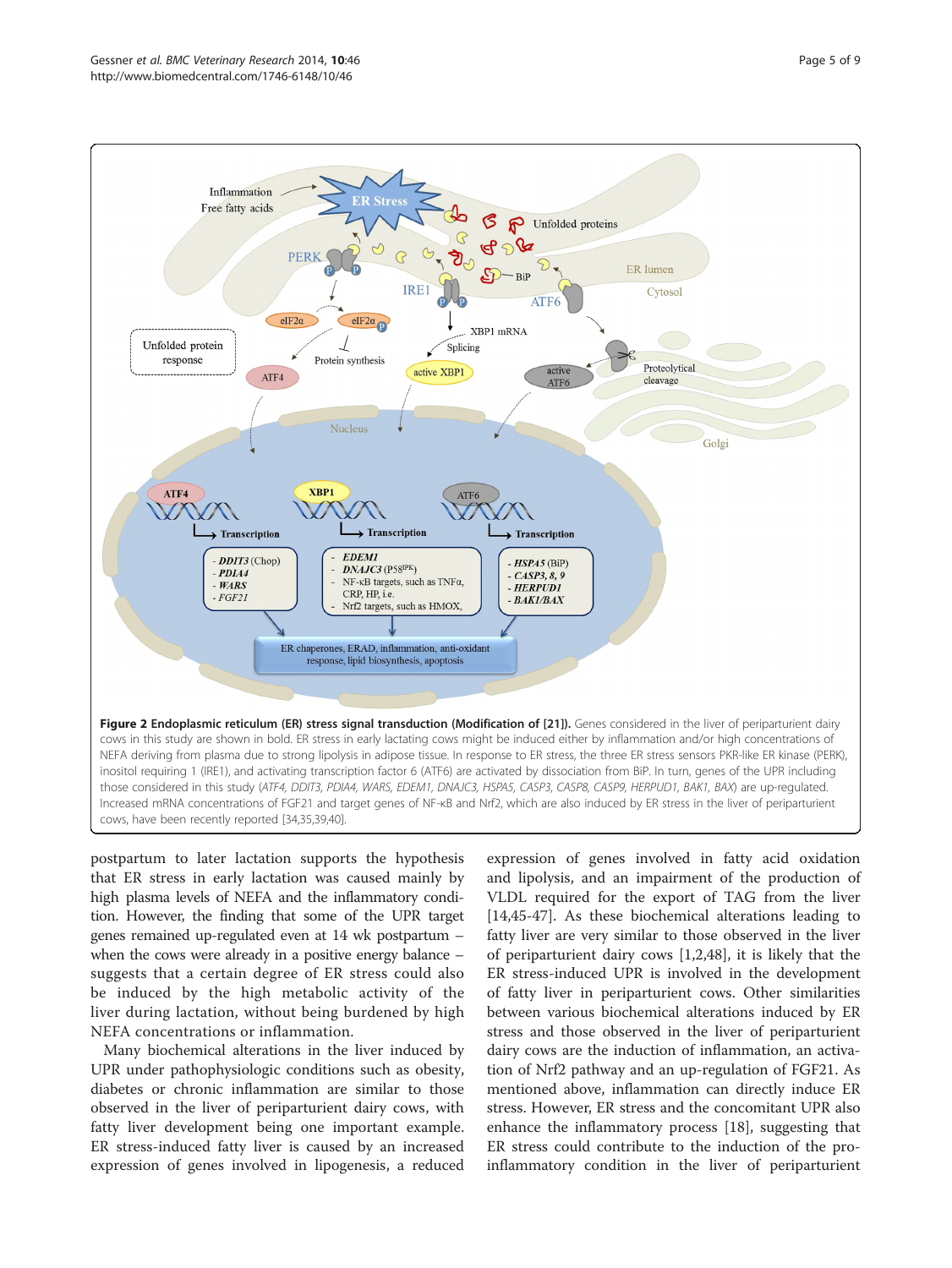**Figure 2 Endoplasmic reticulum (ER) stress signal transduction (Modification of [21]).** Genes considered in the liver of periparturient dairy cows in this study are shown in bold. ER stress in early lactating cows might be induced either by inflammation and/or high concentrations of NEFA deriving from plasma due to strong lipolysis in adipose tissue. In response to ER stress, the three ER stress sensors PKR-like ER kinase (PERK), inositol requiring 1 (IRE1), and activating transcription factor 6 (ATF6) are activated by dissociation from BiP. In turn, genes of the UPR including those considered in this study (*ATF4, DDIT3, PDIA4, WARS, EDEM1, DNAJC3, HSPA5, CASP3, CASP8, CASP9, HERPUD1, BAK1, BAX*) are up-regulated. Increased mRNA concentrations of FGF21 and target genes of NF-κB and Nrf2, which are also induced by ER stress in the liver of periparturient cows, have been recently reported [34,35,39,40].

postpartum to later lactation supports the hypothesis that ER stress in early lactation was caused mainly by high plasma levels of NEFA and the inflammatory condition. However, the finding that some of the UPR target genes remained up-regulated even at 14 wk postpartum – when the cows were already in a positive energy balance – suggests that a certain degree of ER stress could also be induced by the high metabolic activity of the liver during lactation, without being burdened by high NEFA concentrations or inflammation.

Many biochemical alterations in the liver induced by UPR under pathophysiological conditions such as obesity, diabetes or chronic inflammation are similar to those observed in the liver of periparturient dairy cows, with fatty liver development being one important example. ER stress-induced fatty liver is caused by an increased expression of genes involved in lipogenesis, a reduced expression of genes involved in fatty acid oxidation and lipolysis, and an impairment of the production of VLDL required for the export of TAG from the liver [14,45-47]. As these biochemical alterations leading to fatty liver are very similar to those observed in the liver of periparturient dairy cows [1,2,48], it is likely that the ER stress-induced UPR is involved in the development of fatty liver in periparturient cows. Other similarities between various biochemical alterations induced by ER stress and those observed in the liver of periparturient dairy cows are the induction of inflammation, an activation of Nrf2 pathway and an up-regulation of FGF21. As mentioned above, inflammation can directly induce ER stress. However, ER stress and the concomitant UPR also enhance the inflammatory process [18], suggesting that ER stress could contribute to the induction of the pro-inflammatory condition in the liver of periparturient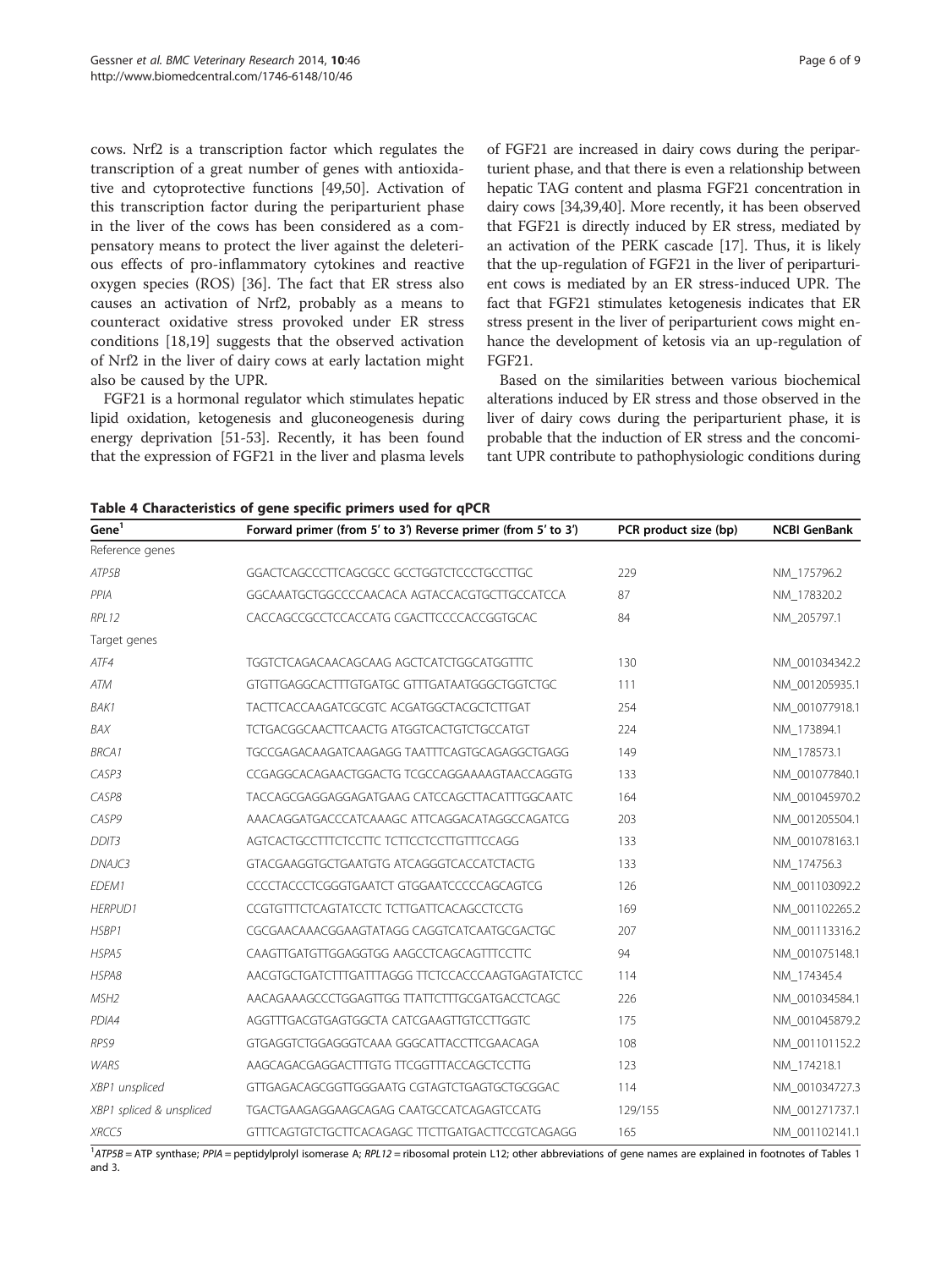cows. Nrf2 is a transcription factor which regulates the transcription of a great number of genes with antioxidative and cytoprotective functions [49,50]. Activation of this transcription factor during the periparturient phase in the liver of the cows has been considered as a compensatory means to protect the liver against the deleterious effects of pro-inflammatory cytokines and reactive oxygen species (ROS) [36]. The fact that ER stress also causes an activation of Nrf2, probably as a means to counteract oxidative stress provoked under ER stress conditions [18,19] suggests that the observed activation of Nrf2 in the liver of dairy cows at early lactation might also be caused by the UPR.

FGF21 is a hormonal regulator which stimulates hepatic lipid oxidation, ketogenesis and gluconeogenesis during energy deprivation [51-53]. Recently, it has been found that the expression of FGF21 in the liver and plasma levels of FGF21 are increased in dairy cows during the periparturient phase, and that there is even a relationship between hepatic TAG content and plasma FGF21 concentration in dairy cows [34,39,40]. More recently, it has been observed that FGF21 is directly induced by ER stress, mediated by an activation of the PERK cascade [17]. Thus, it is likely that the up-regulation of FGF21 in the liver of periparturient cows is mediated by an ER stress-induced UPR. The fact that FGF21 stimulates ketogenesis indicates that ER stress present in the liver of periparturient cows might enhance the development of ketosis via an up-regulation of FGF21.

Based on the similarities between various biochemical alterations induced by ER stress and those observed in the liver of dairy cows during the periparturient phase, it is probable that the induction of ER stress and the concomitant UPR contribute to pathophysiologic conditions during

**Table 4 Characteristics of gene specific primers used for qPCR**

| Gene[1] | Forward primer (from 5' to 3') Reverse primer (from 5' to 3') | PCR product size (bp) | NCBI GenBank |
|---|---|---|---|
| Reference genes | | | |
| *ATP5B* | GGACTCAGCCCTTCAGCGCC GCCTGGTCTCCCTGCCTTGC | 229 | NM_175796.2 |
| *PPIA* | GGCAAATGCTGGCCCCAACACA AGTACCACGTGCTTGCCATCCA | 87 | NM_178320.2 |
| *RPL12* | CACCAGCCGCCTCCACCATG CGACTTCCCCACCGGTGCAC | 84 | NM_205797.1 |
| Target genes | | | |
| *ATF4* | TGGTCTCAGACAACAGCAAG AGCTCATCTGGCATGGTTTC | 130 | NM_001034342.2 |
| *ATM* | GTGTTGAGGCACTTTGTGATGC GTTTGATAATGGGCTGGTCTGC | 111 | NM_001205935.1 |
| *BAK1* | TACTTCACCAAGATCGCGTC ACGATGGCTACGCTCTTGAT | 254 | NM_001077918.1 |
| *BAX* | TCTGACGGCAACTTCAACTG ATGGTCACTGTCTGCCATGT | 224 | NM_173894.1 |
| *BRCA1* | TGCCGAGACAAGATCAAGAGG TAATTTCAGTGCAGAGGCTGAGG | 149 | NM_178573.1 |
| *CASP3* | CCGAGGCACAGAACTGGACTG TCGCCAGGAAAAGTAACCAGGTG | 133 | NM_001077840.1 |
| *CASP8* | TACCAGCGAGGAGGAGATGAAG CATCCAGCTTACATTTGGCAATC | 164 | NM_001045970.2 |
| *CASP9* | AAACAGGATGACCCATCAAAGC ATTCAGGACATAGGCCAGATCG | 203 | NM_001205504.1 |
| *DDIT3* | AGTCACTGCCTTTCTCCTTC TCTTCCTCCTTGTTTCCAGG | 133 | NM_001078163.1 |
| *DNAJC3* | GTACGAAGGTGCTGAATGTG ATCAGGGTCACCATCTACTG | 133 | NM_174756.3 |
| *EDEM1* | CCCCTACCCTCGGGTGAATCT GTGGAATCCCCCAGCAGTCG | 126 | NM_001103092.2 |
| *HERPUD1* | CCGTGTTTCTCAGTATCCTC TCTTGATTCACAGCCTCCTG | 169 | NM_001102265.2 |
| *HSBP1* | CGCGAACAAACGGAAGTATAGG CAGGTCATCAATGCGACTGC | 207 | NM_001113316.2 |
| *HSPA5* | CAAGTTGATGTTGGAGGTGG AAGCCTCAGCAGTTTCCTTC | 94 | NM_001075148.1 |
| *HSPA8* | AACGTGCTGATCTTTGATTTAGGG TTCTCCACCCAAGTGAGTATCTCC | 114 | NM_174345.4 |
| *MSH2* | AACAGAAAGCCCTGGAGTTGG TTATTCTTTGCGATGACCTCAGC | 226 | NM_001034584.1 |
| *PDIA4* | AGGTTTGACGTGAGTGGCTA CATCGAAGTTGTCCTTGGTC | 175 | NM_001045879.2 |
| *RPS9* | GTGAGGTCTGGAGGGTCAAA GGGCATTACCTTCGAACAGA | 108 | NM_001101152.2 |
| *WARS* | AAGCAGACGAGGACTTTGTG TTCGGTTTACCAGCTCCTTG | 123 | NM_174218.1 |
| *XBP1 unspliced* | GTTGAGACAGCGGTTGGGAATG CGTAGTCTGAGTGCTGCGGAC | 114 | NM_001034727.3 |
| *XBP1 spliced & unspliced* | TGACTGAAGAGGAAGCAGAG CAATGCCATCAGAGTCCATG | 129/155 | NM_001271737.1 |
| *XRCC5* | GTTTCAGTGTCTGCTTCACAGAGC TTCTTGATGACTTCCGTCAGAGG | 165 | NM_001102141.1 |

[1] *ATP5B* = ATP synthase; *PPIA* = peptidylprolyl isomerase A; *RPL12* = ribosomal protein L12; other abbreviations of gene names are explained in footnotes of Tables 1 and 3.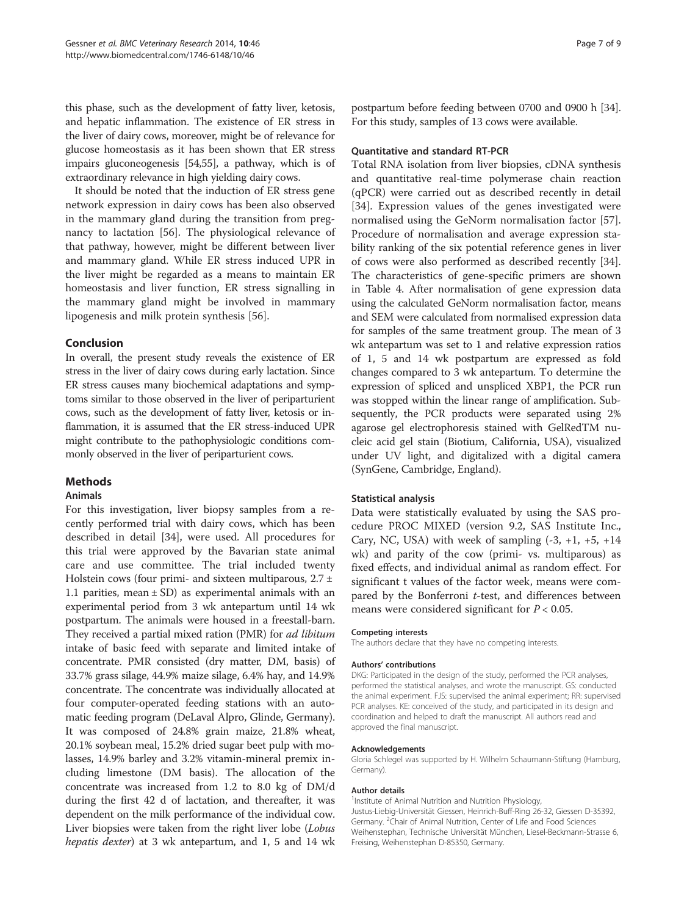this phase, such as the development of fatty liver, ketosis, and hepatic inflammation. The existence of ER stress in the liver of dairy cows, moreover, might be of relevance for glucose homeostasis as it has been shown that ER stress impairs gluconeogenesis [54,55], a pathway, which is of extraordinary relevance in high yielding dairy cows.

It should be noted that the induction of ER stress gene network expression in dairy cows has been also observed in the mammary gland during the transition from pregnancy to lactation [56]. The physiological relevance of that pathway, however, might be different between liver and mammary gland. While ER stress induced UPR in the liver might be regarded as a means to maintain ER homeostasis and liver function, ER stress signalling in the mammary gland might be involved in mammary lipogenesis and milk protein synthesis [56].

## Conclusion

In overall, the present study reveals the existence of ER stress in the liver of dairy cows during early lactation. Since ER stress causes many biochemical adaptations and symptoms similar to those observed in the liver of periparturient cows, such as the development of fatty liver, ketosis or inflammation, it is assumed that the ER stress-induced UPR might contribute to the pathophysiologic conditions commonly observed in the liver of periparturient cows.

## Methods

### Animals

For this investigation, liver biopsy samples from a recently performed trial with dairy cows, which has been described in detail [34], were used. All procedures for this trial were approved by the Bavarian state animal care and use committee. The trial included twenty Holstein cows (four primi- and sixteen multiparous, 2.7 ± 1.1 parities, mean ± SD) as experimental animals with an experimental period from 3 wk antepartum until 14 wk postpartum. The animals were housed in a freestall-barn. They received a partial mixed ration (PMR) for *ad libitum* intake of basic feed with separate and limited intake of concentrate. PMR consisted (dry matter, DM, basis) of 33.7% grass silage, 44.9% maize silage, 6.4% hay, and 14.9% concentrate. The concentrate was individually allocated at four computer-operated feeding stations with an automatic feeding program (DeLaval Alpro, Glinde, Germany). It was composed of 24.8% grain maize, 21.8% wheat, 20.1% soybean meal, 15.2% dried sugar beet pulp with molasses, 14.9% barley and 3.2% vitamin-mineral premix including limestone (DM basis). The allocation of the concentrate was increased from 1.2 to 8.0 kg of DM/d during the first 42 d of lactation, and thereafter, it was dependent on the milk performance of the individual cow. Liver biopsies were taken from the right liver lobe (*Lobus hepatis dexter*) at 3 wk antepartum, and 1, 5 and 14 wk postpartum before feeding between 0700 and 0900 h [34]. For this study, samples of 13 cows were available.

### Quantitative and standard RT-PCR

Total RNA isolation from liver biopsies, cDNA synthesis and quantitative real-time polymerase chain reaction (qPCR) were carried out as described recently in detail [34]. Expression values of the genes investigated were normalised using the GeNorm normalisation factor [57]. Procedure of normalisation and average expression stability ranking of the six potential reference genes in liver of cows were also performed as described recently [34]. The characteristics of gene-specific primers are shown in Table 4. After normalisation of gene expression data using the calculated GeNorm normalisation factor, means and SEM were calculated from normalised expression data for samples of the same treatment group. The mean of 3 wk antepartum was set to 1 and relative expression ratios of 1, 5 and 14 wk postpartum are expressed as fold changes compared to 3 wk antepartum. To determine the expression of spliced and unspliced XBP1, the PCR run was stopped within the linear range of amplification. Subsequently, the PCR products were separated using 2% agarose gel electrophoresis stained with GelRedTM nucleic acid gel stain (Biotium, California, USA), visualized under UV light, and digitalized with a digital camera (SynGene, Cambridge, England).

### Statistical analysis

Data were statistically evaluated by using the SAS procedure PROC MIXED (version 9.2, SAS Institute Inc., Cary, NC, USA) with week of sampling (-3, +1, +5, +14 wk) and parity of the cow (primi- vs. multiparous) as fixed effects, and individual animal as random effect. For significant t values of the factor week, means were compared by the Bonferroni *t*-test, and differences between means were considered significant for $P < 0.05$.

#### Competing interests

The authors declare that they have no competing interests.

#### Authors' contributions

DKG: Participated in the design of the study, performed the PCR analyses, performed the statistical analyses, and wrote the manuscript. GS: conducted the animal experiment. FJS: supervised the animal experiment; RR: supervised PCR analyses. KE: conceived of the study, and participated in its design and coordination and helped to draft the manuscript. All authors read and approved the final manuscript.

#### Acknowledgements

Gloria Schlegel was supported by H. Wilhelm Schaumann-Stiftung (Hamburg, Germany).

#### Author details

[1]Institute of Animal Nutrition and Nutrition Physiology, Justus-Liebig-Universität Giessen, Heinrich-Buff-Ring 26-32, Giessen D-35392, Germany. [2]Chair of Animal Nutrition, Center of Life and Food Sciences Weihenstephan, Technische Universität München, Liesel-Beckmann-Strasse 6, Freising, Weihenstephan D-85350, Germany.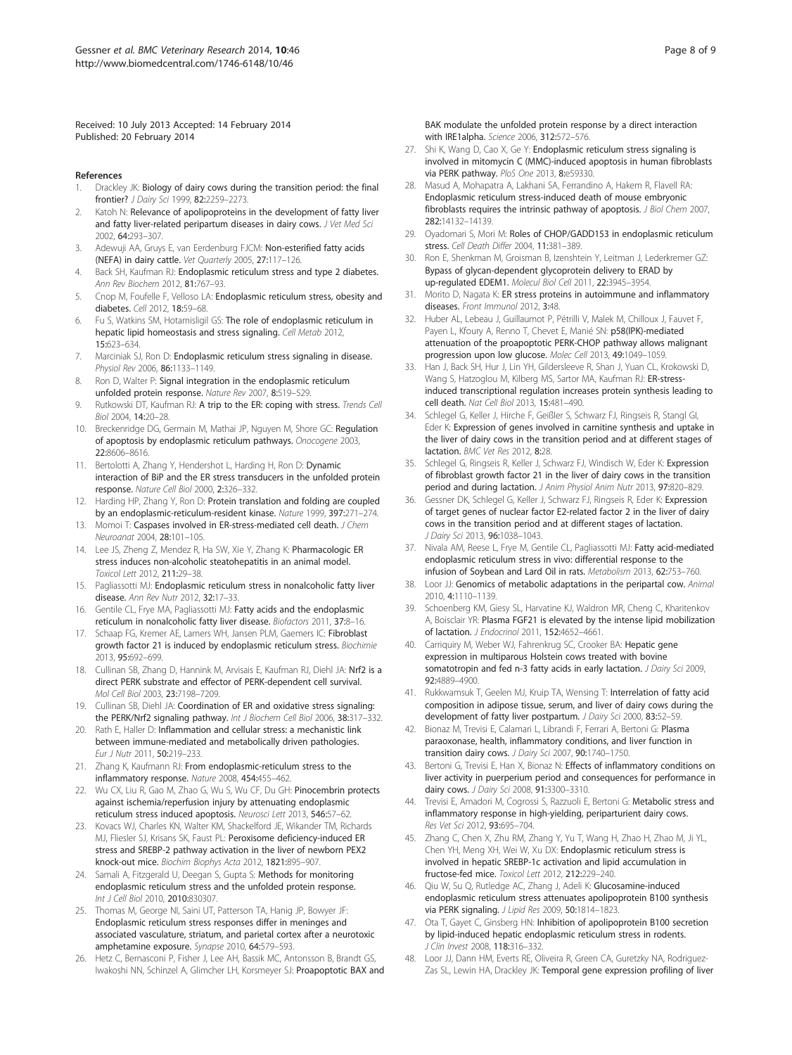Received: 10 July 2013 Accepted: 14 February 2014
Published: 20 February 2014

## References

1. Drackley JK: **Biology of dairy cows during the transition period: the final frontier?** *J Dairy Sci* 1999, **82:**2259–2273.
2. Katoh N: **Relevance of apolipoproteins in the development of fatty liver and fatty liver-related peripartum diseases in dairy cows.** *J Vet Med Sci* 2002, **64:**293–307.
3. Adewuji AA, Gruys E, van Eerdenburg FJCM: **Non-esterified fatty acids (NEFA) in dairy cattle.** *Vet Quarterly* 2005, **27:**117–126.
4. Back SH, Kaufman RJ: **Endoplasmic reticulum stress and type 2 diabetes.** *Ann Rev Biochem* 2012, **81:**767–93.
5. Cnop M, Foufelle F, Velloso LA: **Endoplasmic reticulum stress, obesity and diabetes.** *Cell* 2012, **18:**59–68.
6. Fu S, Watkins SM, Hotamisligil GS: **The role of endoplasmic reticulum in hepatic lipid homeostasis and stress signaling.** *Cell Metab* 2012, **15:**623–634.
7. Marciniak SJ, Ron D: **Endoplasmic reticulum stress signaling in disease.** *Physiol Rev* 2006, **86:**1133–1149.
8. Ron D, Walter P: **Signal integration in the endoplasmic reticulum unfolded protein response.** *Nature Rev* 2007, **8:**519–529.
9. Rutkowski DT, Kaufman RJ: **A trip to the ER: coping with stress.** *Trends Cell Biol* 2004, **14:**20–28.
10. Breckenridge DG, Germain M, Mathai JP, Nguyen M, Shore GC: **Regulation of apoptosis by endoplasmic reticulum pathways.** *Onocogene* 2003, **22:**8606–8616.
11. Bertolotti A, Zhang Y, Hendershot L, Harding H, Ron D: **Dynamic interaction of BiP and the ER stress transducers in the unfolded protein response.** *Nature Cell Biol* 2000, **2:**326–332.
12. Harding HP, Zhang Y, Ron D: **Protein translation and folding are coupled by an endoplasmic-reticulum-resident kinase.** *Nature* 1999, **397:**271–274.
13. Momoi T: **Caspases involved in ER-stress-mediated cell death.** *J Chem Neuroanat* 2004, **28:**101–105.
14. Lee JS, Zheng Z, Mendez R, Ha SW, Xie Y, Zhang K: **Pharmacologic ER stress induces non-alcoholic steatohepatitis in an animal model.** *Toxicol Lett* 2012, **211:**29–38.
15. Pagliassotti MJ: **Endoplasmic reticulum stress in nonalcoholic fatty liver disease.** *Ann Rev Nutr* 2012, **32:**17–33.
16. Gentile CL, Frye MA, Pagliassotti MJ: **Fatty acids and the endoplasmic reticulum in nonalcoholic fatty liver disease.** *Biofactors* 2011, **37:**8–16.
17. Schaap FG, Kremer AE, Lamers WH, Jansen PLM, Gaemers IC: **Fibroblast growth factor 21 is induced by endoplasmic reticulum stress.** *Biochimie* 2013, **95:**692–699.
18. Cullinan SB, Zhang D, Hannink M, Arvisais E, Kaufman RJ, Diehl JA: **Nrf2 is a direct PERK substrate and effector of PERK-dependent cell survival.** *Mol Cell Biol* 2003, **23:**7198–7209.
19. Cullinan SB, Diehl JA: **Coordination of ER and oxidative stress signaling: the PERK/Nrf2 signaling pathway.** *Int J Biochem Cell Biol* 2006, **38:**317–332.
20. Rath E, Haller D: **Inflammation and cellular stress: a mechanistic link between immune-mediated and metabolically driven pathologies.** *Eur J Nutr* 2011, **50:**219–233.
21. Zhang K, Kaufmann RJ: **From endoplasmic-reticulum stress to the inflammatory response.** *Nature* 2008, **454:**455–462.
22. Wu CX, Liu R, Gao M, Zhao G, Wu S, Wu CF, Du GH: **Pinocembrin protects against ischemia/reperfusion injury by attenuating endoplasmic reticulum stress induced apoptosis.** *Neurosci Lett* 2013, **546:**57–62.
23. Kovacs WJ, Charles KN, Walter KM, Shackelford JE, Wikander TM, Richards MJ, Fliesler SJ, Krisans SK, Faust PL: **Peroxisome deficiency-induced ER stress and SREBP-2 pathway activation in the liver of newborn PEX2 knock-out mice.** *Biochim Biophys Acta* 2012, **1821:**895–907.
24. Samali A, Fitzgerald U, Deegan S, Gupta S: **Methods for monitoring endoplasmic reticulum stress and the unfolded protein response.** *Int J Cell Biol* 2010, **2010:**830307.
25. Thomas M, George NI, Saini UT, Patterson TA, Hanig JP, Bowyer JF: **Endoplasmic reticulum stress responses differ in meninges and associated vasculature, striatum, and parietal cortex after a neurotoxic amphetamine exposure.** *Synapse* 2010, **64:**579–593.
26. Hetz C, Bernasconi P, Fisher J, Lee AH, Bassik MC, Antonsson B, Brandt GS, Iwakoshi NN, Schinzel A, Glimcher LH, Korsmeyer SJ: **Proapoptotic BAX and BAK modulate the unfolded protein response by a direct interaction with IRE1alpha.** *Science* 2006, **312:**572–576.
27. Shi K, Wang D, Cao X, Ge Y: **Endoplasmic reticulum stress signaling is involved in mitomycin C (MMC)-induced apoptosis in human fibroblasts via PERK pathway.** *PloS One* 2013, **8:**e59330.
28. Masud A, Mohapatra A, Lakhani SA, Ferrandino A, Hakem R, Flavell RA: **Endoplasmic reticulum stress-induced death of mouse embryonic fibroblasts requires the intrinsic pathway of apoptosis.** *J Biol Chem* 2007, **282:**14132–14139.
29. Oyadomari S, Mori M: **Roles of CHOP/GADD153 in endoplasmic reticulum stress.** *Cell Death Differ* 2004, **11:**381–389.
30. Ron E, Shenkman M, Groisman B, Izenshtein Y, Leitman J, Lederkremer GZ: **Bypass of glycan-dependent glycoprotein delivery to ERAD by up-regulated EDEM1.** *Molecul Biol Cell* 2011, **22:**3945–3954.
31. Morito D, Nagata K: **ER stress proteins in autoimmune and inflammatory diseases.** *Front Immunol* 2012, **3:**48.
32. Huber AL, Lebeau J, Guillaumot P, Pétrilli V, Malek M, Chilloux J, Fauvet F, Payen L, Kfoury A, Renno T, Chevet E, Manié SN: **p58(IPK)-mediated attenuation of the proapoptotic PERK-CHOP pathway allows malignant progression upon low glucose.** *Molec Cell* 2013, **49:**1049–1059.
33. Han J, Back SH, Hur J, Lin YH, Gildersleeve R, Shan J, Yuan CL, Krokowski D, Wang S, Hatzoglou M, Kilberg MS, Sartor MA, Kaufman RJ: **ER-stress-induced transcriptional regulation increases protein synthesis leading to cell death.** *Nat Cell Biol* 2013, **15:**481–490.
34. Schlegel G, Keller J, Hirche F, Geißler S, Schwarz FJ, Ringseis R, Stangl GI, Eder K: **Expression of genes involved in carnitine synthesis and uptake in the liver of dairy cows in the transition period and at different stages of lactation.** *BMC Vet Res* 2012, **8:**28.
35. Schlegel G, Ringseis R, Keller J, Schwarz FJ, Windisch W, Eder K: **Expression of fibroblast growth factor 21 in the liver of dairy cows in the transition period and during lactation.** *J Anim Physiol Anim Nutr* 2013, **97:**820–829.
36. Gessner DK, Schlegel G, Keller J, Schwarz FJ, Ringseis R, Eder K: **Expression of target genes of nuclear factor E2-related factor 2 in the liver of dairy cows in the transition period and at different stages of lactation.** *J Dairy Sci* 2013, **96:**1038–1043.
37. Nivala AM, Reese L, Frye M, Gentile CL, Pagliassotti MJ: **Fatty acid-mediated endoplasmic reticulum stress in vivo: differential response to the infusion of Soybean and Lard Oil in rats.** *Metabolism* 2013, **62:**753–760.
38. Loor JJ: **Genomics of metabolic adaptations in the peripartal cow.** *Animal* 2010, **4:**1110–1139.
39. Schoenberg KM, Giesy SL, Harvatine KJ, Waldron MR, Cheng C, Kharitenkov A, Boisclair YR: **Plasma FGF21 is elevated by the intense lipid mobilization of lactation.** *J Endocrinol* 2011, **152:**4652–4661.
40. Carriquiry M, Weber WJ, Fahrenkrug SC, Crooker BA: **Hepatic gene expression in multiparous Holstein cows treated with bovine somatotropin and fed n-3 fatty acids in early lactation.** *J Dairy Sci* 2009, **92:**4889–4900.
41. Rukkwamsuk T, Geelen MJ, Kruip TA, Wensing T: **Interrelation of fatty acid composition in adipose tissue, serum, and liver of dairy cows during the development of fatty liver postpartum.** *J Dairy Sci* 2000, **83:**52–59.
42. Bionaz M, Trevisi E, Calamari L, Librandi F, Ferrari A, Bertoni G: **Plasma paraoxonase, health, inflammatory conditions, and liver function in transition dairy cows.** *J Dairy Sci* 2007, **90:**1740–1750.
43. Bertoni G, Trevisi E, Han X, Bionaz N: **Effects of inflammatory conditions on liver activity in puerperium period and consequences for performance in dairy cows.** *J Dairy Sci* 2008, **91:**3300–3310.
44. Trevisi E, Amadori M, Cogrossi S, Razzuoli E, Bertoni G: **Metabolic stress and inflammatory response in high-yielding, periparturient dairy cows.** *Res Vet Sci* 2012, **93:**695–704.
45. Zhang C, Chen X, Zhu RM, Zhang Y, Yu T, Wang H, Zhao H, Zhao M, Ji YL, Chen YH, Meng XH, Wei W, Xu DX: **Endoplasmic reticulum stress is involved in hepatic SREBP-1c activation and lipid accumulation in fructose-fed mice.** *Toxicol Lett* 2012, **212:**229–240.
46. Qiu W, Su Q, Rutledge AC, Zhang J, Adeli K: **Glucosamine-induced endoplasmic reticulum stress attenuates apolipoprotein B100 synthesis via PERK signaling.** *J Lipid Res* 2009, **50:**1814–1823.
47. Ota T, Gayet C, Ginsberg HN: **Inhibition of apolipoprotein B100 secretion by lipid-induced hepatic endoplasmic reticulum stress in rodents.** *J Clin Invest* 2008, **118:**316–332.
48. Loor JJ, Dann HM, Everts RE, Oliveira R, Green CA, Guretzky NA, Rodriguez-Zas SL, Lewin HA, Drackley JK: **Temporal gene expression profiling of liver**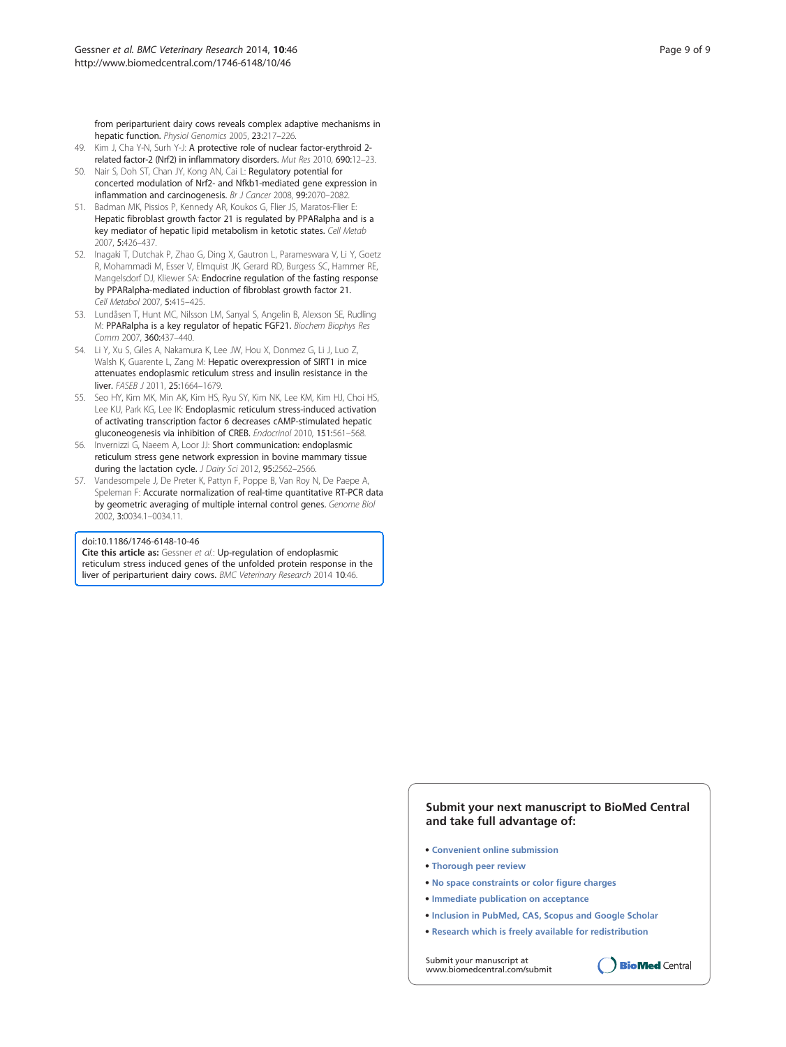from periparturient dairy cows reveals complex adaptive mechanisms in hepatic function. *Physiol Genomics* 2005, **23**:217–226.

49. Kim J, Cha Y-N, Surh Y-J: A protective role of nuclear factor-erythroid 2-related factor-2 (Nrf2) in inflammatory disorders. *Mut Res* 2010, **690**:12–23.
50. Nair S, Doh ST, Chan JY, Kong AN, Cai L: Regulatory potential for concerted modulation of Nrf2- and Nfkb1-mediated gene expression in inflammation and carcinogenesis. *Br J Cancer* 2008, **99**:2070–2082.
51. Badman MK, Pissios P, Kennedy AR, Koukos G, Flier JS, Maratos-Flier E: Hepatic fibroblast growth factor 21 is regulated by PPARalpha and is a key mediator of hepatic lipid metabolism in ketotic states. *Cell Metab* 2007, **5**:426–437.
52. Inagaki T, Dutchak P, Zhao G, Ding X, Gautron L, Parameswara V, Li Y, Goetz R, Mohammadi M, Esser V, Elmquist JK, Gerard RD, Burgess SC, Hammer RE, Mangelsdorf DJ, Kliewer SA: Endocrine regulation of the fasting response by PPARalpha-mediated induction of fibroblast growth factor 21. *Cell Metabol* 2007, **5**:415–425.
53. Lundåsen T, Hunt MC, Nilsson LM, Sanyal S, Angelin B, Alexson SE, Rudling M: PPARalpha is a key regulator of hepatic FGF21. *Biochem Biophys Res Comm* 2007, **360**:437–440.
54. Li Y, Xu S, Giles A, Nakamura K, Lee JW, Hou X, Donmez G, Li J, Luo Z, Walsh K, Guarente L, Zang M: Hepatic overexpression of SIRT1 in mice attenuates endoplasmic reticulum stress and insulin resistance in the liver. *FASEB J* 2011, **25**:1664–1679.
55. Seo HY, Kim MK, Min AK, Kim HS, Ryu SY, Kim NK, Lee KM, Kim HJ, Choi HS, Lee KU, Park KG, Lee IK: Endoplasmic reticulum stress-induced activation of activating transcription factor 6 decreases cAMP-stimulated hepatic gluconeogenesis via inhibition of CREB. *Endocrinol* 2010, **151**:561–568.
56. Invernizzi G, Naeem A, Loor JJ: Short communication: endoplasmic reticulum stress gene network expression in bovine mammary tissue during the lactation cycle. *J Dairy Sci* 2012, **95**:2562–2566.
57. Vandesompele J, De Preter K, Pattyn F, Poppe B, Van Roy N, De Paepe A, Speleman F: Accurate normalization of real-time quantitative RT-PCR data by geometric averaging of multiple internal control genes. *Genome Biol* 2002, **3**:0034.1–0034.11.

doi:10.1186/1746-6148-10-46

**Cite this article as:** Gessner *et al.*: Up-regulation of endoplasmic reticulum stress induced genes of the unfolded protein response in the liver of periparturient dairy cows. *BMC Veterinary Research* 2014 **10**:46.

**Submit your next manuscript to BioMed Central and take full advantage of:**

- **Convenient online submission**
- **Thorough peer review**
- **No space constraints or color figure charges**
- **Immediate publication on acceptance**
- **Inclusion in PubMed, CAS, Scopus and Google Scholar**
- **Research which is freely available for redistribution**

Submit your manuscript at www.biomedcentral.com/submit

BioMed Central